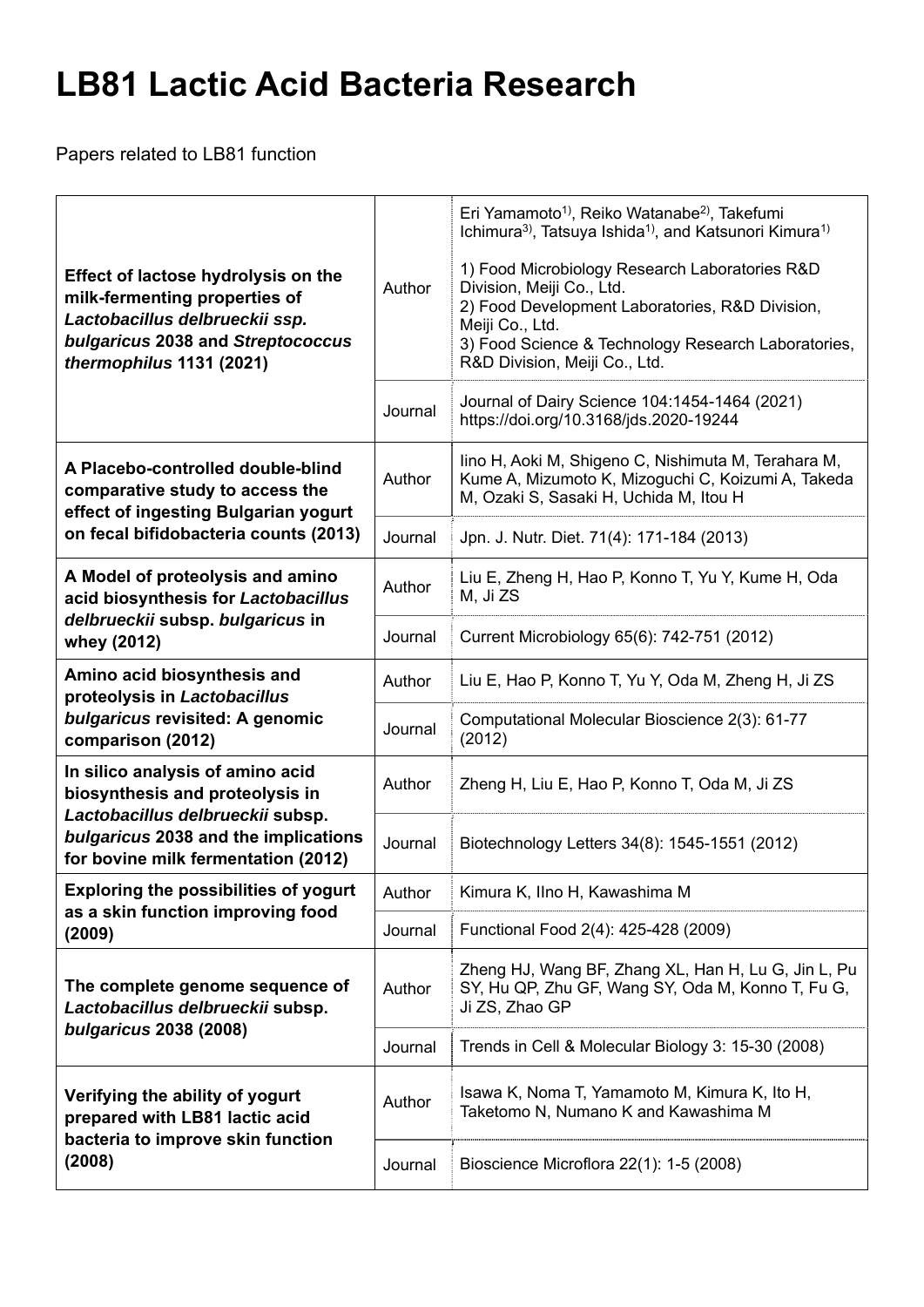# LB81 Lactic Acid Bacteria Research

Papers related to LB81 function

| Title | | |
|---|---|---|
| **Effect of lactose hydrolysis on the milk-fermenting properties of *Lactobacillus delbrueckii ssp. bulgaricus* 2038 and *Streptococcus thermophilus* 1131 (2021)** | Author | Eri Yamamoto[1], Reiko Watanabe[2], Takefumi Ichimura[3], Tatsuya Ishida[1], and Katsunori Kimura[1]<br><br>1) Food Microbiology Research Laboratories R&D Division, Meiji Co., Ltd.<br>2) Food Development Laboratories, R&D Division, Meiji Co., Ltd.<br>3) Food Science & Technology Research Laboratories, R&D Division, Meiji Co., Ltd. |
| | Journal | Journal of Dairy Science 104:1454-1464 (2021) https://doi.org/10.3168/jds.2020-19244 |
| **A Placebo-controlled double-blind comparative study to access the effect of ingesting Bulgarian yogurt on fecal bifidobacteria counts (2013)** | Author | Iino H, Aoki M, Shigeno C, Nishimuta M, Terahara M, Kume A, Mizumoto K, Mizoguchi C, Koizumi A, Takeda M, Ozaki S, Sasaki H, Uchida M, Itou H |
| | Journal | Jpn. J. Nutr. Diet. 71(4): 171-184 (2013) |
| **A Model of proteolysis and amino acid biosynthesis for *Lactobacillus delbrueckii* subsp. *bulgaricus* in whey (2012)** | Author | Liu E, Zheng H, Hao P, Konno T, Yu Y, Kume H, Oda M, Ji ZS |
| | Journal | Current Microbiology 65(6): 742-751 (2012) |
| **Amino acid biosynthesis and proteolysis in *Lactobacillus bulgaricus* revisited: A genomic comparison (2012)** | Author | Liu E, Hao P, Konno T, Yu Y, Oda M, Zheng H, Ji ZS |
| | Journal | Computational Molecular Bioscience 2(3): 61-77 (2012) |
| **In silico analysis of amino acid biosynthesis and proteolysis in *Lactobacillus delbrueckii* subsp. *bulgaricus* 2038 and the implications for bovine milk fermentation (2012)** | Author | Zheng H, Liu E, Hao P, Konno T, Oda M, Ji ZS |
| | Journal | Biotechnology Letters 34(8): 1545-1551 (2012) |
| **Exploring the possibilities of yogurt as a skin function improving food (2009)** | Author | Kimura K, IIno H, Kawashima M |
| | Journal | Functional Food 2(4): 425-428 (2009) |
| **The complete genome sequence of *Lactobacillus delbrueckii* subsp. *bulgaricus* 2038 (2008)** | Author | Zheng HJ, Wang BF, Zhang XL, Han H, Lu G, Jin L, Pu SY, Hu QP, Zhu GF, Wang SY, Oda M, Konno T, Fu G, Ji ZS, Zhao GP |
| | Journal | Trends in Cell & Molecular Biology 3: 15-30 (2008) |
| **Verifying the ability of yogurt prepared with LB81 lactic acid bacteria to improve skin function (2008)** | Author | Isawa K, Noma T, Yamamoto M, Kimura K, Ito H, Taketomo N, Numano K and Kawashima M |
| | Journal | Bioscience Microflora 22(1): 1-5 (2008) |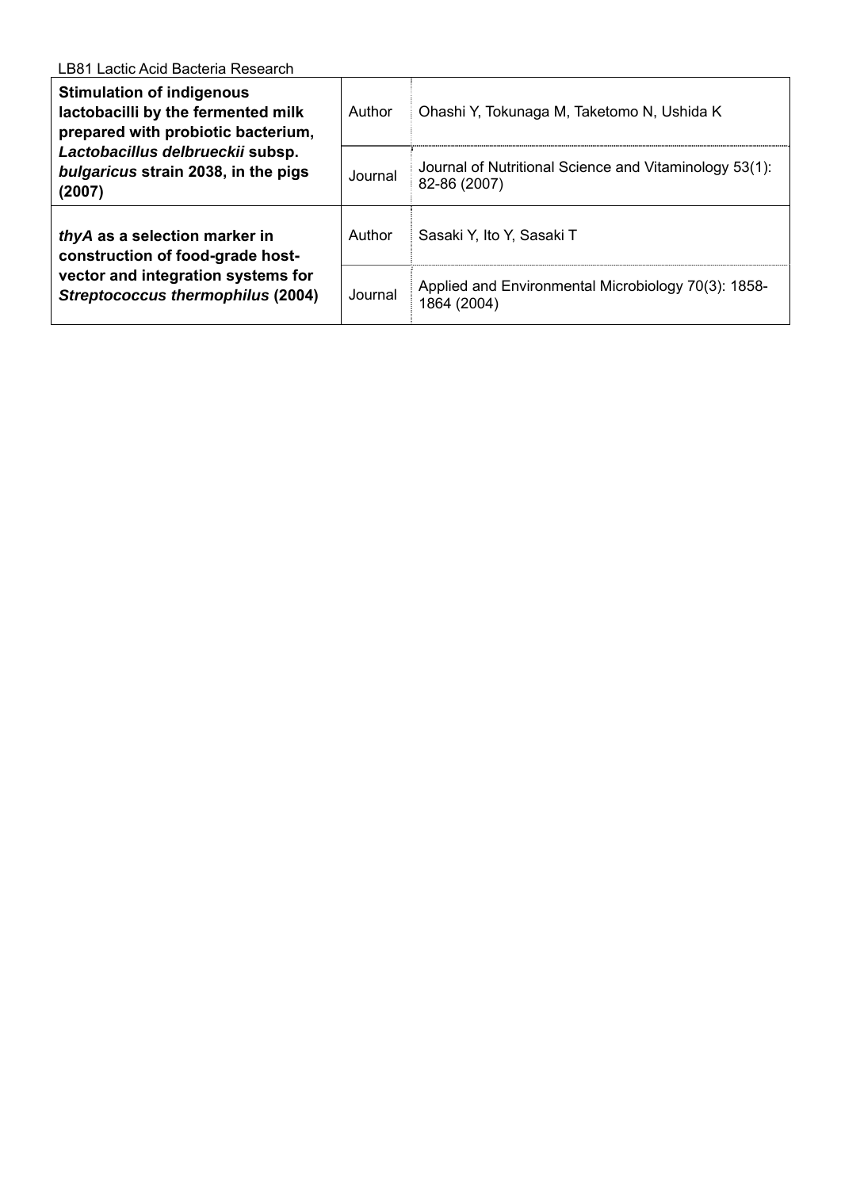LB81 Lactic Acid Bacteria Research

| | | |
|---|---|---|
| **Stimulation of indigenous lactobacilli by the fermented milk prepared with probiotic bacterium, *Lactobacillus delbrueckii* subsp. *bulgaricus* strain 2038, in the pigs (2007)** | Author | Ohashi Y, Tokunaga M, Taketomo N, Ushida K |
| | Journal | Journal of Nutritional Science and Vitaminology 53(1): 82-86 (2007) |
| ***thyA* as a selection marker in construction of food-grade host-vector and integration systems for *Streptococcus thermophilus* (2004)** | Author | Sasaki Y, Ito Y, Sasaki T |
| | Journal | Applied and Environmental Microbiology 70(3): 1858-1864 (2004) |